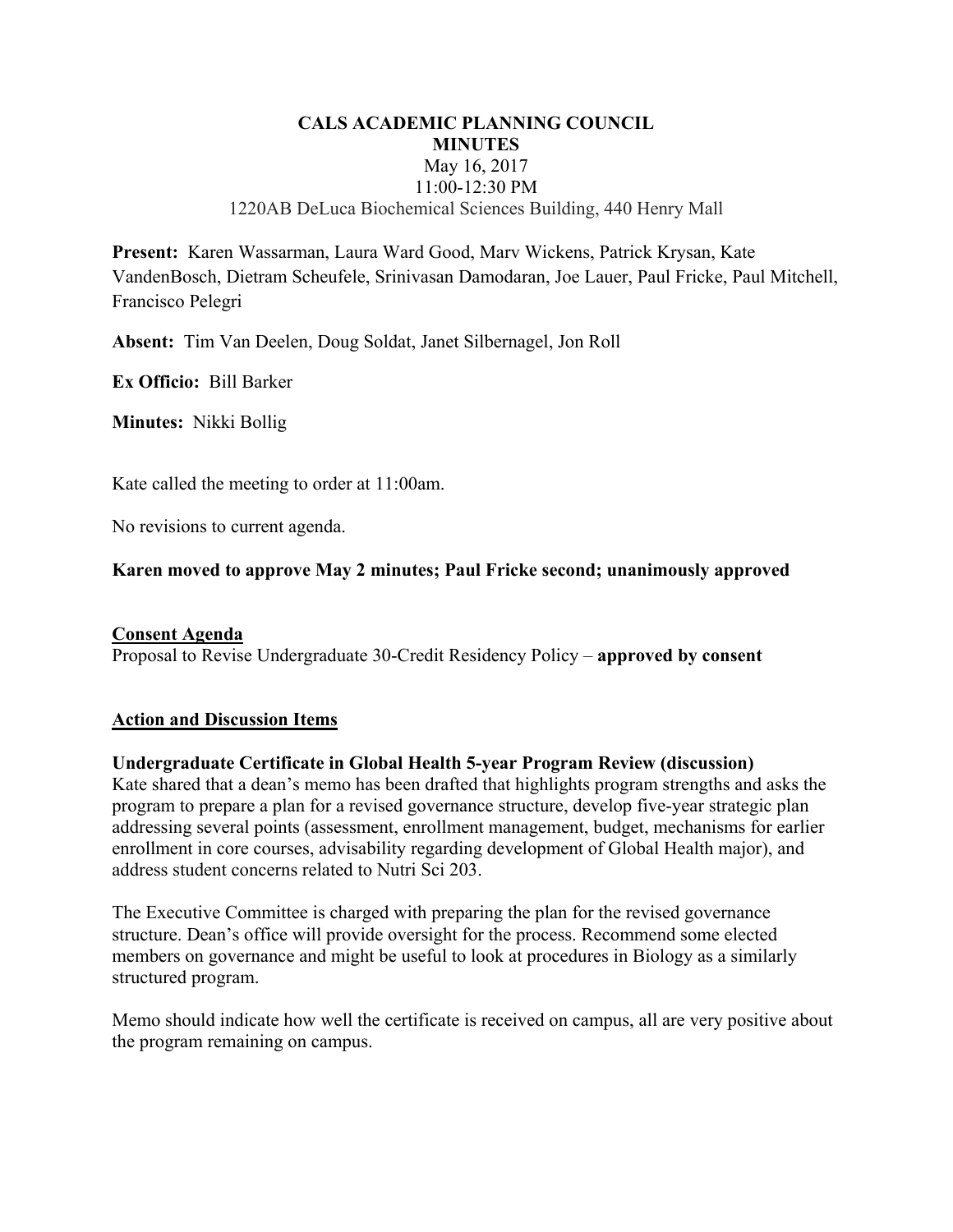# CALS ACADEMIC PLANNING COUNCIL
## MINUTES

May 16, 2017
11:00-12:30 PM
1220AB DeLuca Biochemical Sciences Building, 440 Henry Mall

**Present:** Karen Wassarman, Laura Ward Good, Marv Wickens, Patrick Krysan, Kate VandenBosch, Dietram Scheufele, Srinivasan Damodaran, Joe Lauer, Paul Fricke, Paul Mitchell, Francisco Pelegri

**Absent:** Tim Van Deelen, Doug Soldat, Janet Silbernagel, Jon Roll

**Ex Officio:** Bill Barker

**Minutes:** Nikki Bollig

Kate called the meeting to order at 11:00am.

No revisions to current agenda.

**Karen moved to approve May 2 minutes; Paul Fricke second; unanimously approved**

**Consent Agenda**

Proposal to Revise Undergraduate 30-Credit Residency Policy – **approved by consent**

**Action and Discussion Items**

**Undergraduate Certificate in Global Health 5-year Program Review (discussion)**

Kate shared that a dean's memo has been drafted that highlights program strengths and asks the program to prepare a plan for a revised governance structure, develop five-year strategic plan addressing several points (assessment, enrollment management, budget, mechanisms for earlier enrollment in core courses, advisability regarding development of Global Health major), and address student concerns related to Nutri Sci 203.

The Executive Committee is charged with preparing the plan for the revised governance structure. Dean's office will provide oversight for the process. Recommend some elected members on governance and might be useful to look at procedures in Biology as a similarly structured program.

Memo should indicate how well the certificate is received on campus, all are very positive about the program remaining on campus.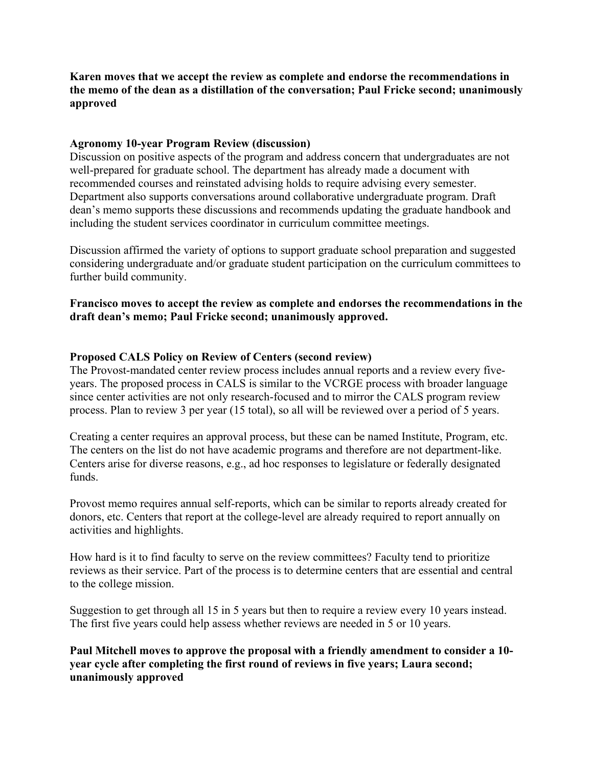**Karen moves that we accept the review as complete and endorse the recommendations in the memo of the dean as a distillation of the conversation; Paul Fricke second; unanimously approved**

**Agronomy 10-year Program Review (discussion)**

Discussion on positive aspects of the program and address concern that undergraduates are not well-prepared for graduate school. The department has already made a document with recommended courses and reinstated advising holds to require advising every semester. Department also supports conversations around collaborative undergraduate program. Draft dean's memo supports these discussions and recommends updating the graduate handbook and including the student services coordinator in curriculum committee meetings.

Discussion affirmed the variety of options to support graduate school preparation and suggested considering undergraduate and/or graduate student participation on the curriculum committees to further build community.

**Francisco moves to accept the review as complete and endorses the recommendations in the draft dean's memo; Paul Fricke second; unanimously approved.**

**Proposed CALS Policy on Review of Centers (second review)**

The Provost-mandated center review process includes annual reports and a review every five-years. The proposed process in CALS is similar to the VCRGE process with broader language since center activities are not only research-focused and to mirror the CALS program review process. Plan to review 3 per year (15 total), so all will be reviewed over a period of 5 years.

Creating a center requires an approval process, but these can be named Institute, Program, etc. The centers on the list do not have academic programs and therefore are not department-like. Centers arise for diverse reasons, e.g., ad hoc responses to legislature or federally designated funds.

Provost memo requires annual self-reports, which can be similar to reports already created for donors, etc. Centers that report at the college-level are already required to report annually on activities and highlights.

How hard is it to find faculty to serve on the review committees? Faculty tend to prioritize reviews as their service. Part of the process is to determine centers that are essential and central to the college mission.

Suggestion to get through all 15 in 5 years but then to require a review every 10 years instead. The first five years could help assess whether reviews are needed in 5 or 10 years.

**Paul Mitchell moves to approve the proposal with a friendly amendment to consider a 10-year cycle after completing the first round of reviews in five years; Laura second; unanimously approved**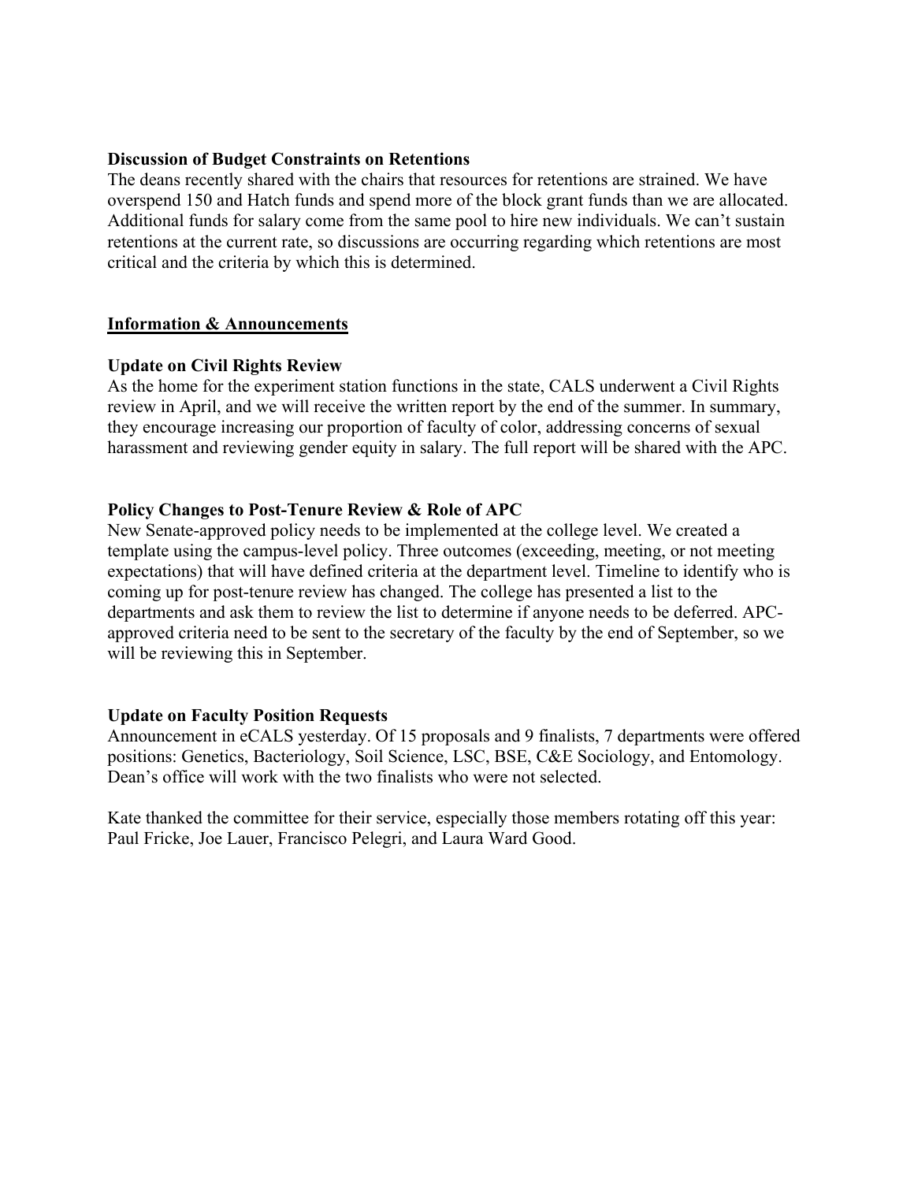**Discussion of Budget Constraints on Retentions**

The deans recently shared with the chairs that resources for retentions are strained. We have overspend 150 and Hatch funds and spend more of the block grant funds than we are allocated. Additional funds for salary come from the same pool to hire new individuals. We can't sustain retentions at the current rate, so discussions are occurring regarding which retentions are most critical and the criteria by which this is determined.

## Information & Announcements

**Update on Civil Rights Review**

As the home for the experiment station functions in the state, CALS underwent a Civil Rights review in April, and we will receive the written report by the end of the summer. In summary, they encourage increasing our proportion of faculty of color, addressing concerns of sexual harassment and reviewing gender equity in salary. The full report will be shared with the APC.

**Policy Changes to Post-Tenure Review & Role of APC**

New Senate-approved policy needs to be implemented at the college level. We created a template using the campus-level policy. Three outcomes (exceeding, meeting, or not meeting expectations) that will have defined criteria at the department level. Timeline to identify who is coming up for post-tenure review has changed. The college has presented a list to the departments and ask them to review the list to determine if anyone needs to be deferred. APC-approved criteria need to be sent to the secretary of the faculty by the end of September, so we will be reviewing this in September.

**Update on Faculty Position Requests**

Announcement in eCALS yesterday. Of 15 proposals and 9 finalists, 7 departments were offered positions: Genetics, Bacteriology, Soil Science, LSC, BSE, C&E Sociology, and Entomology. Dean's office will work with the two finalists who were not selected.

Kate thanked the committee for their service, especially those members rotating off this year: Paul Fricke, Joe Lauer, Francisco Pelegri, and Laura Ward Good.